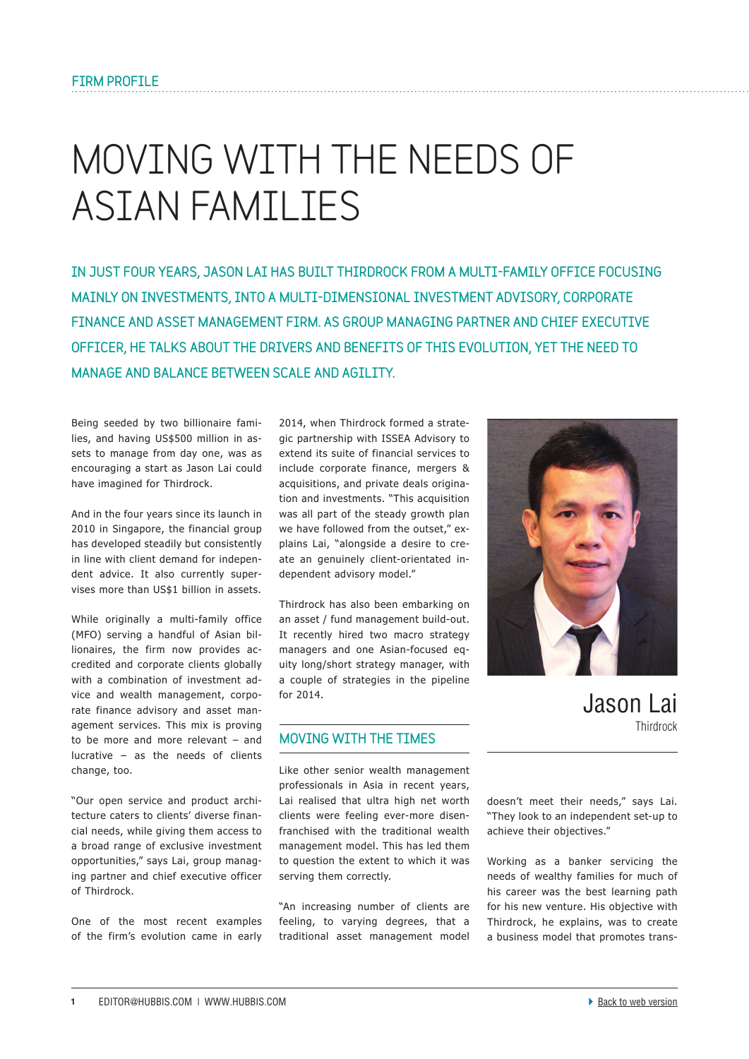FIRM PROFILE

# MOVING WITH THE NEEDS OF ASIAN FAMILIES

**IN JUST FOUR YEARS, JASON LAI HAS BUILT THIRDROCK FROM A MULTI-FAMILY OFFICE FOCUSING MAINLY ON INVESTMENTS, INTO A MULTI-DIMENSIONAL INVESTMENT ADVISORY, CORPORATE FINANCE AND ASSET MANAGEMENT FIRM. AS GROUP MANAGING PARTNER AND CHIEF EXECUTIVE OFFICER, HE TALKS ABOUT THE DRIVERS AND BENEFITS OF THIS EVOLUTION, YET THE NEED TO MANAGE AND BALANCE BETWEEN SCALE AND AGILITY.**

Being seeded by two billionaire families, and having US$500 million in assets to manage from day one, was as encouraging a start as Jason Lai could have imagined for Thirdrock.

And in the four years since its launch in 2010 in Singapore, the financial group has developed steadily but consistently in line with client demand for independent advice. It also currently supervises more than US$1 billion in assets.

While originally a multi-family office (MFO) serving a handful of Asian billionaires, the firm now provides accredited and corporate clients globally with a combination of investment advice and wealth management, corporate finance advisory and asset management services. This mix is proving to be more and more relevant – and lucrative – as the needs of clients change, too.

"Our open service and product architecture caters to clients' diverse financial needs, while giving them access to a broad range of exclusive investment opportunities," says Lai, group managing partner and chief executive officer of Thirdrock.

One of the most recent examples of the firm's evolution came in early 2014, when Thirdrock formed a strategic partnership with ISSEA Advisory to extend its suite of financial services to include corporate finance, mergers & acquisitions, and private deals origination and investments. "This acquisition was all part of the steady growth plan we have followed from the outset," explains Lai, "alongside a desire to create an genuinely client-orientated independent advisory model."

Thirdrock has also been embarking on an asset / fund management build-out. It recently hired two macro strategy managers and one Asian-focused equity long/short strategy manager, with a couple of strategies in the pipeline for 2014.

Jason Lai
Thirdrock

## MOVING WITH THE TIMES

Like other senior wealth management professionals in Asia in recent years, Lai realised that ultra high net worth clients were feeling ever-more disenfranchised with the traditional wealth management model. This has led them to question the extent to which it was serving them correctly.

"An increasing number of clients are feeling, to varying degrees, that a traditional asset management model doesn't meet their needs," says Lai. "They look to an independent set-up to achieve their objectives."

Working as a banker servicing the needs of wealthy families for much of his career was the best learning path for his new venture. His objective with Thirdrock, he explains, was to create a business model that promotes trans-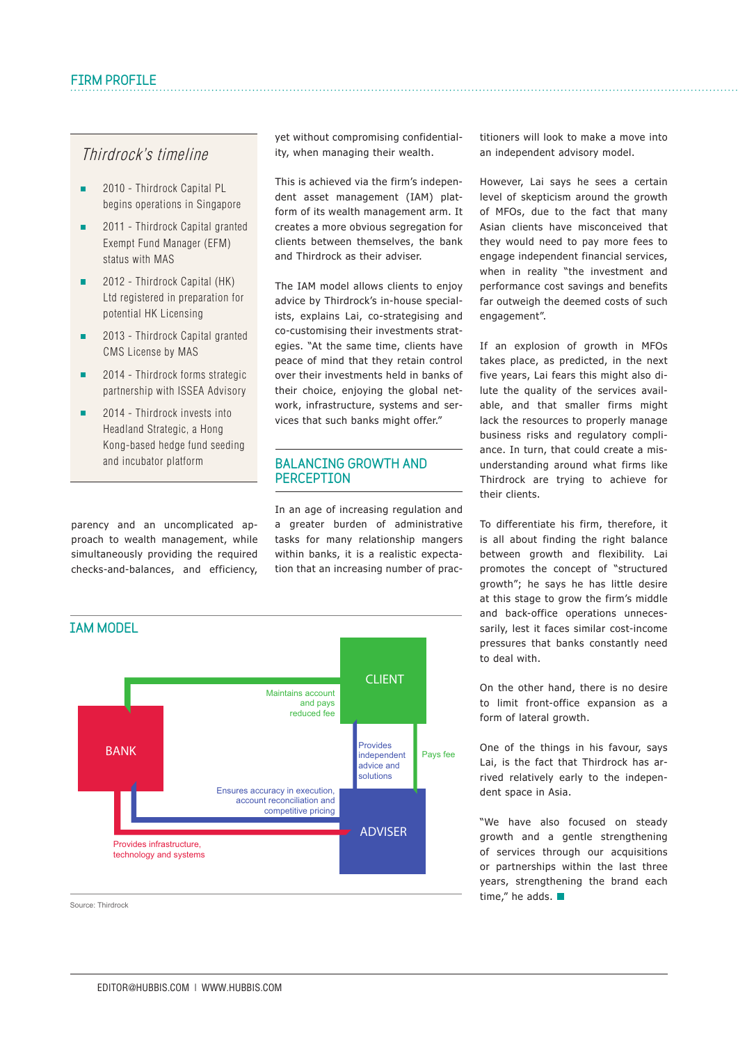## Thirdrock's timeline

- 2010 - Thirdrock Capital PL begins operations in Singapore
- 2011 - Thirdrock Capital granted Exempt Fund Manager (EFM) status with MAS
- 2012 - Thirdrock Capital (HK) Ltd registered in preparation for potential HK Licensing
- 2013 - Thirdrock Capital granted CMS License by MAS
- 2014 - Thirdrock forms strategic partnership with ISSEA Advisory
- 2014 - Thirdrock invests into Headland Strategic, a Hong Kong-based hedge fund seeding and incubator platform

parency and an uncomplicated approach to wealth management, while simultaneously providing the required checks-and-balances, and efficiency, yet without compromising confidentiality, when managing their wealth.

This is achieved via the firm's independent asset management (IAM) platform of its wealth management arm. It creates a more obvious segregation for clients between themselves, the bank and Thirdrock as their adviser.

The IAM model allows clients to enjoy advice by Thirdrock's in-house specialists, explains Lai, co-strategising and co-customising their investments strategies. "At the same time, clients have peace of mind that they retain control over their investments held in banks of their choice, enjoying the global network, infrastructure, systems and services that such banks might offer."

## BALANCING GROWTH AND PERCEPTION

In an age of increasing regulation and a greater burden of administrative tasks for many relationship mangers within banks, it is a realistic expectation that an increasing number of practitioners will look to make a move into an independent advisory model.

However, Lai says he sees a certain level of skepticism around the growth of MFOs, due to the fact that many Asian clients have misconceived that they would need to pay more fees to engage independent financial services, when in reality "the investment and performance cost savings and benefits far outweigh the deemed costs of such engagement".

If an explosion of growth in MFOs takes place, as predicted, in the next five years, Lai fears this might also dilute the quality of the services available, and that smaller firms might lack the resources to properly manage business risks and regulatory compliance. In turn, that could create a misunderstanding around what firms like Thirdrock are trying to achieve for their clients.

To differentiate his firm, therefore, it is all about finding the right balance between growth and flexibility. Lai promotes the concept of "structured growth"; he says he has little desire at this stage to grow the firm's middle and back-office operations unnecessarily, lest it faces similar cost-income pressures that banks constantly need to deal with.

On the other hand, there is no desire to limit front-office expansion as a form of lateral growth.

One of the things in his favour, says Lai, is the fact that Thirdrock has arrived relatively early to the independent space in Asia.

"We have also focused on steady growth and a gentle strengthening of services through our acquisitions or partnerships within the last three years, strengthening the brand each time," he adds.

## IAM MODEL

CLIENT

BANK

ADVISER

Maintains account and pays reduced fee

Provides independent advice and solutions

Pays fee

Ensures accuracy in execution, account reconciliation and competitive pricing

Provides infrastructure, technology and systems

Source: Thirdrock